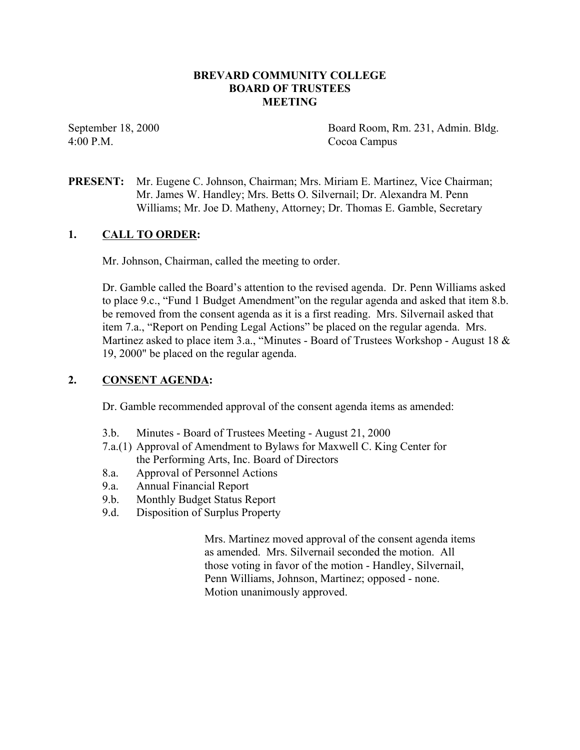# BREVARD COMMUNITY COLLEGE
# BOARD OF TRUSTEES
# MEETING

September 18, 2000
4:00 P.M.

Board Room, Rm. 231, Admin. Bldg.
Cocoa Campus

**PRESENT:** Mr. Eugene C. Johnson, Chairman; Mrs. Miriam E. Martinez, Vice Chairman; Mr. James W. Handley; Mrs. Betts O. Silvernail; Dr. Alexandra M. Penn Williams; Mr. Joe D. Matheny, Attorney; Dr. Thomas E. Gamble, Secretary

## 1. CALL TO ORDER:

Mr. Johnson, Chairman, called the meeting to order.

Dr. Gamble called the Board's attention to the revised agenda. Dr. Penn Williams asked to place 9.c., "Fund 1 Budget Amendment"on the regular agenda and asked that item 8.b. be removed from the consent agenda as it is a first reading. Mrs. Silvernail asked that item 7.a., "Report on Pending Legal Actions" be placed on the regular agenda. Mrs. Martinez asked to place item 3.a., "Minutes - Board of Trustees Workshop - August 18 & 19, 2000" be placed on the regular agenda.

## 2. CONSENT AGENDA:

Dr. Gamble recommended approval of the consent agenda items as amended:

- 3.b. Minutes - Board of Trustees Meeting - August 21, 2000
- 7.a.(1) Approval of Amendment to Bylaws for Maxwell C. King Center for the Performing Arts, Inc. Board of Directors
- 8.a. Approval of Personnel Actions
- 9.a. Annual Financial Report
- 9.b. Monthly Budget Status Report
- 9.d. Disposition of Surplus Property

Mrs. Martinez moved approval of the consent agenda items as amended. Mrs. Silvernail seconded the motion. All those voting in favor of the motion - Handley, Silvernail, Penn Williams, Johnson, Martinez; opposed - none. Motion unanimously approved.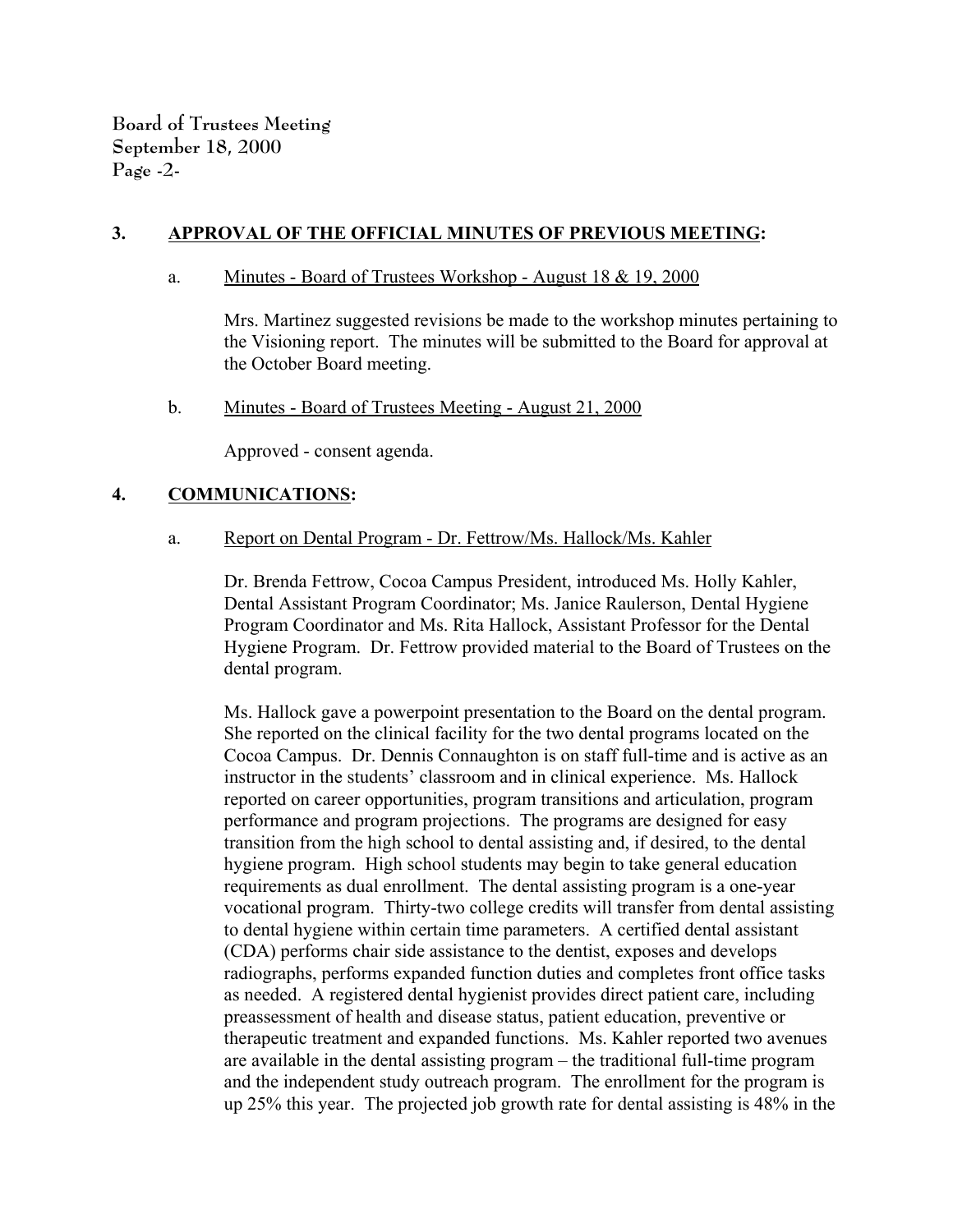## 3. APPROVAL OF THE OFFICIAL MINUTES OF PREVIOUS MEETING:

a. Minutes - Board of Trustees Workshop - August 18 & 19, 2000

Mrs. Martinez suggested revisions be made to the workshop minutes pertaining to the Visioning report. The minutes will be submitted to the Board for approval at the October Board meeting.

b. Minutes - Board of Trustees Meeting - August 21, 2000

Approved - consent agenda.

## 4. COMMUNICATIONS:

a. Report on Dental Program - Dr. Fettrow/Ms. Hallock/Ms. Kahler

Dr. Brenda Fettrow, Cocoa Campus President, introduced Ms. Holly Kahler, Dental Assistant Program Coordinator; Ms. Janice Raulerson, Dental Hygiene Program Coordinator and Ms. Rita Hallock, Assistant Professor for the Dental Hygiene Program. Dr. Fettrow provided material to the Board of Trustees on the dental program.

Ms. Hallock gave a powerpoint presentation to the Board on the dental program. She reported on the clinical facility for the two dental programs located on the Cocoa Campus. Dr. Dennis Connaughton is on staff full-time and is active as an instructor in the students' classroom and in clinical experience. Ms. Hallock reported on career opportunities, program transitions and articulation, program performance and program projections. The programs are designed for easy transition from the high school to dental assisting and, if desired, to the dental hygiene program. High school students may begin to take general education requirements as dual enrollment. The dental assisting program is a one-year vocational program. Thirty-two college credits will transfer from dental assisting to dental hygiene within certain time parameters. A certified dental assistant (CDA) performs chair side assistance to the dentist, exposes and develops radiographs, performs expanded function duties and completes front office tasks as needed. A registered dental hygienist provides direct patient care, including preassessment of health and disease status, patient education, preventive or therapeutic treatment and expanded functions. Ms. Kahler reported two avenues are available in the dental assisting program – the traditional full-time program and the independent study outreach program. The enrollment for the program is up 25% this year. The projected job growth rate for dental assisting is 48% in the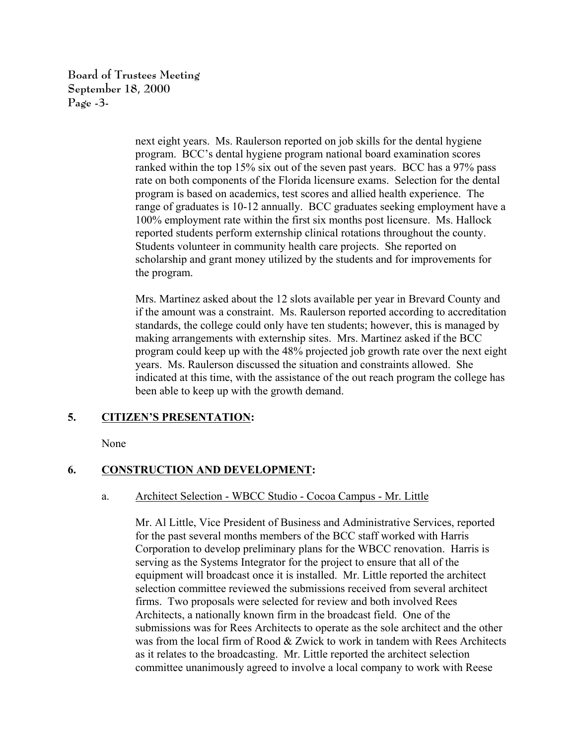next eight years. Ms. Raulerson reported on job skills for the dental hygiene program. BCC's dental hygiene program national board examination scores ranked within the top 15% six out of the seven past years. BCC has a 97% pass rate on both components of the Florida licensure exams. Selection for the dental program is based on academics, test scores and allied health experience. The range of graduates is 10-12 annually. BCC graduates seeking employment have a 100% employment rate within the first six months post licensure. Ms. Hallock reported students perform externship clinical rotations throughout the county. Students volunteer in community health care projects. She reported on scholarship and grant money utilized by the students and for improvements for the program.

Mrs. Martinez asked about the 12 slots available per year in Brevard County and if the amount was a constraint. Ms. Raulerson reported according to accreditation standards, the college could only have ten students; however, this is managed by making arrangements with externship sites. Mrs. Martinez asked if the BCC program could keep up with the 48% projected job growth rate over the next eight years. Ms. Raulerson discussed the situation and constraints allowed. She indicated at this time, with the assistance of the out reach program the college has been able to keep up with the growth demand.

## 5. CITIZEN'S PRESENTATION:

None

## 6. CONSTRUCTION AND DEVELOPMENT:

### a. Architect Selection - WBCC Studio - Cocoa Campus - Mr. Little

Mr. Al Little, Vice President of Business and Administrative Services, reported for the past several months members of the BCC staff worked with Harris Corporation to develop preliminary plans for the WBCC renovation. Harris is serving as the Systems Integrator for the project to ensure that all of the equipment will broadcast once it is installed. Mr. Little reported the architect selection committee reviewed the submissions received from several architect firms. Two proposals were selected for review and both involved Rees Architects, a nationally known firm in the broadcast field. One of the submissions was for Rees Architects to operate as the sole architect and the other was from the local firm of Rood & Zwick to work in tandem with Rees Architects as it relates to the broadcasting. Mr. Little reported the architect selection committee unanimously agreed to involve a local company to work with Reese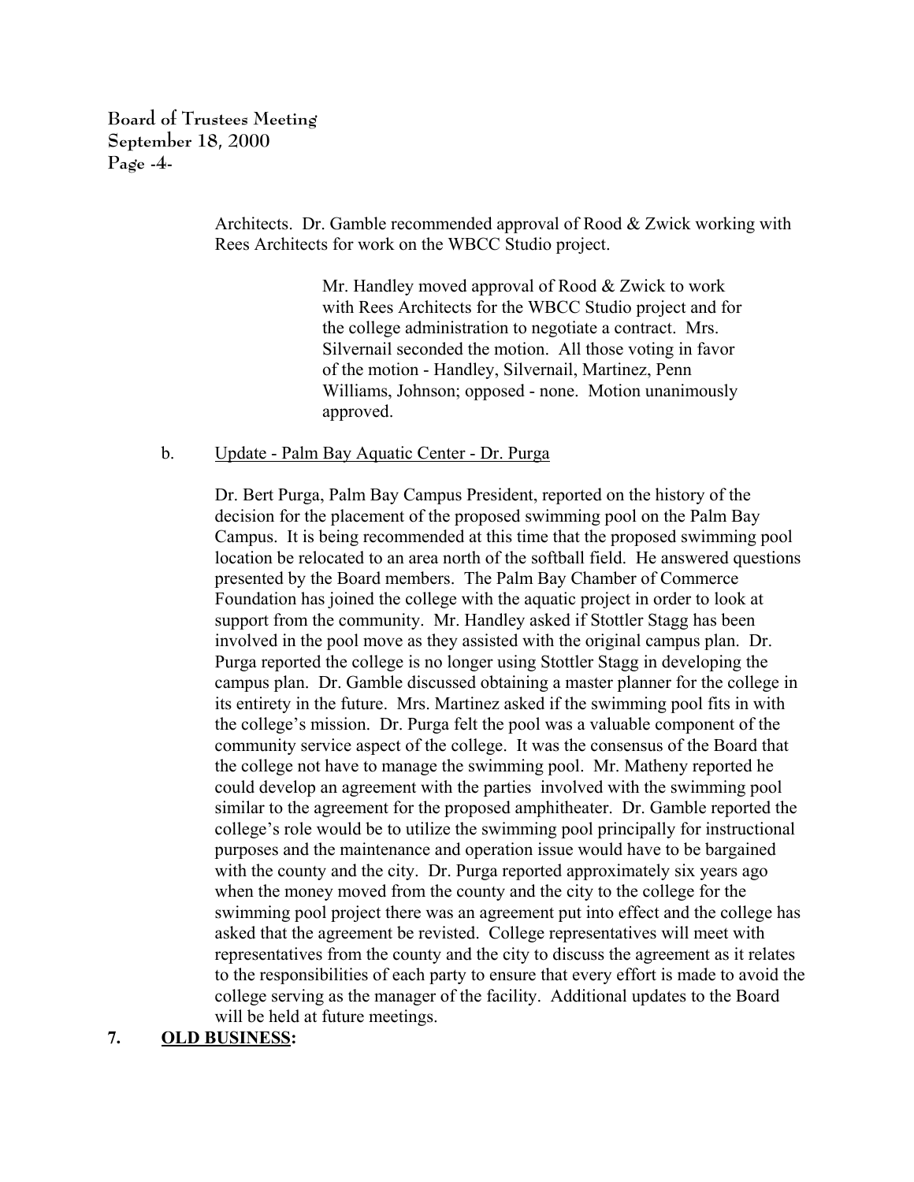Architects. Dr. Gamble recommended approval of Rood & Zwick working with Rees Architects for work on the WBCC Studio project.

> Mr. Handley moved approval of Rood & Zwick to work with Rees Architects for the WBCC Studio project and for the college administration to negotiate a contract. Mrs. Silvernail seconded the motion. All those voting in favor of the motion - Handley, Silvernail, Martinez, Penn Williams, Johnson; opposed - none. Motion unanimously approved.

b. Update - Palm Bay Aquatic Center - Dr. Purga

Dr. Bert Purga, Palm Bay Campus President, reported on the history of the decision for the placement of the proposed swimming pool on the Palm Bay Campus. It is being recommended at this time that the proposed swimming pool location be relocated to an area north of the softball field. He answered questions presented by the Board members. The Palm Bay Chamber of Commerce Foundation has joined the college with the aquatic project in order to look at support from the community. Mr. Handley asked if Stottler Stagg has been involved in the pool move as they assisted with the original campus plan. Dr. Purga reported the college is no longer using Stottler Stagg in developing the campus plan. Dr. Gamble discussed obtaining a master planner for the college in its entirety in the future. Mrs. Martinez asked if the swimming pool fits in with the college's mission. Dr. Purga felt the pool was a valuable component of the community service aspect of the college. It was the consensus of the Board that the college not have to manage the swimming pool. Mr. Matheny reported he could develop an agreement with the parties involved with the swimming pool similar to the agreement for the proposed amphitheater. Dr. Gamble reported the college's role would be to utilize the swimming pool principally for instructional purposes and the maintenance and operation issue would have to be bargained with the county and the city. Dr. Purga reported approximately six years ago when the money moved from the county and the city to the college for the swimming pool project there was an agreement put into effect and the college has asked that the agreement be revisted. College representatives will meet with representatives from the county and the city to discuss the agreement as it relates to the responsibilities of each party to ensure that every effort is made to avoid the college serving as the manager of the facility. Additional updates to the Board will be held at future meetings.

**7. OLD BUSINESS:**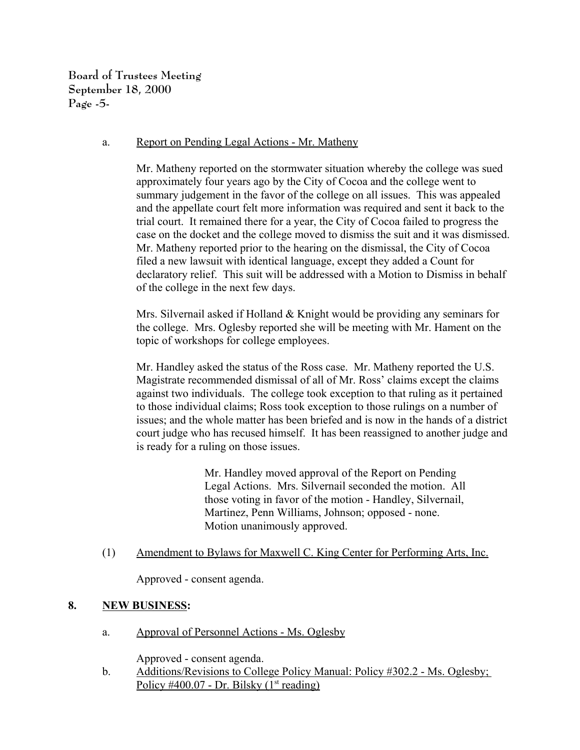a. Report on Pending Legal Actions - Mr. Matheny

Mr. Matheny reported on the stormwater situation whereby the college was sued approximately four years ago by the City of Cocoa and the college went to summary judgement in the favor of the college on all issues. This was appealed and the appellate court felt more information was required and sent it back to the trial court. It remained there for a year, the City of Cocoa failed to progress the case on the docket and the college moved to dismiss the suit and it was dismissed. Mr. Matheny reported prior to the hearing on the dismissal, the City of Cocoa filed a new lawsuit with identical language, except they added a Count for declaratory relief. This suit will be addressed with a Motion to Dismiss in behalf of the college in the next few days.

Mrs. Silvernail asked if Holland & Knight would be providing any seminars for the college. Mrs. Oglesby reported she will be meeting with Mr. Hament on the topic of workshops for college employees.

Mr. Handley asked the status of the Ross case. Mr. Matheny reported the U.S. Magistrate recommended dismissal of all of Mr. Ross' claims except the claims against two individuals. The college took exception to that ruling as it pertained to those individual claims; Ross took exception to those rulings on a number of issues; and the whole matter has been briefed and is now in the hands of a district court judge who has recused himself. It has been reassigned to another judge and is ready for a ruling on those issues.

> Mr. Handley moved approval of the Report on Pending Legal Actions. Mrs. Silvernail seconded the motion. All those voting in favor of the motion - Handley, Silvernail, Martinez, Penn Williams, Johnson; opposed - none. Motion unanimously approved.

(1) Amendment to Bylaws for Maxwell C. King Center for Performing Arts, Inc.

Approved - consent agenda.

## 8. NEW BUSINESS:

a. Approval of Personnel Actions - Ms. Oglesby

Approved - consent agenda.

b. Additions/Revisions to College Policy Manual: Policy #302.2 - Ms. Oglesby; Policy #400.07 - Dr. Bilsky (1st reading)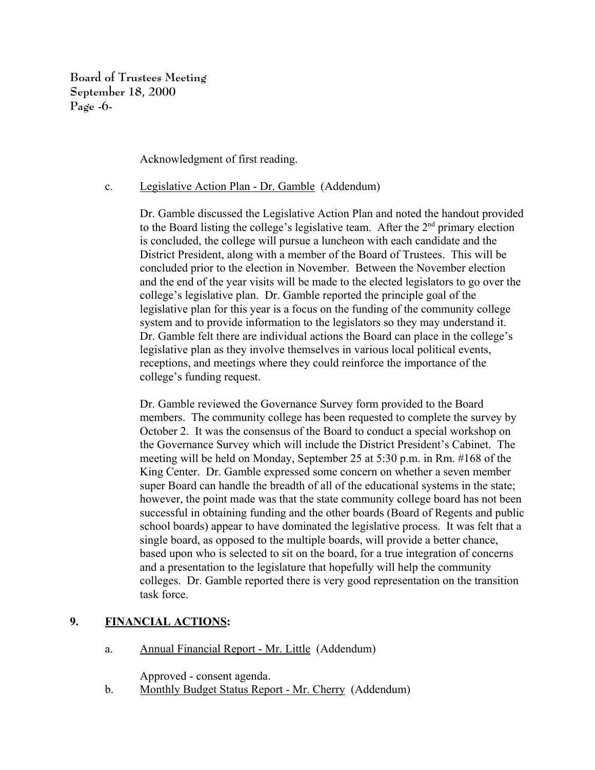Acknowledgment of first reading.

c. Legislative Action Plan - Dr. Gamble (Addendum)

Dr. Gamble discussed the Legislative Action Plan and noted the handout provided to the Board listing the college's legislative team. After the 2nd primary election is concluded, the college will pursue a luncheon with each candidate and the District President, along with a member of the Board of Trustees. This will be concluded prior to the election in November. Between the November election and the end of the year visits will be made to the elected legislators to go over the college's legislative plan. Dr. Gamble reported the principle goal of the legislative plan for this year is a focus on the funding of the community college system and to provide information to the legislators so they may understand it. Dr. Gamble felt there are individual actions the Board can place in the college's legislative plan as they involve themselves in various local political events, receptions, and meetings where they could reinforce the importance of the college's funding request.

Dr. Gamble reviewed the Governance Survey form provided to the Board members. The community college has been requested to complete the survey by October 2. It was the consensus of the Board to conduct a special workshop on the Governance Survey which will include the District President's Cabinet. The meeting will be held on Monday, September 25 at 5:30 p.m. in Rm. #168 of the King Center. Dr. Gamble expressed some concern on whether a seven member super Board can handle the breadth of all of the educational systems in the state; however, the point made was that the state community college board has not been successful in obtaining funding and the other boards (Board of Regents and public school boards) appear to have dominated the legislative process. It was felt that a single board, as opposed to the multiple boards, will provide a better chance, based upon who is selected to sit on the board, for a true integration of concerns and a presentation to the legislature that hopefully will help the community colleges. Dr. Gamble reported there is very good representation on the transition task force.

## 9. FINANCIAL ACTIONS:

a. Annual Financial Report - Mr. Little (Addendum)

Approved - consent agenda.

b. Monthly Budget Status Report - Mr. Cherry (Addendum)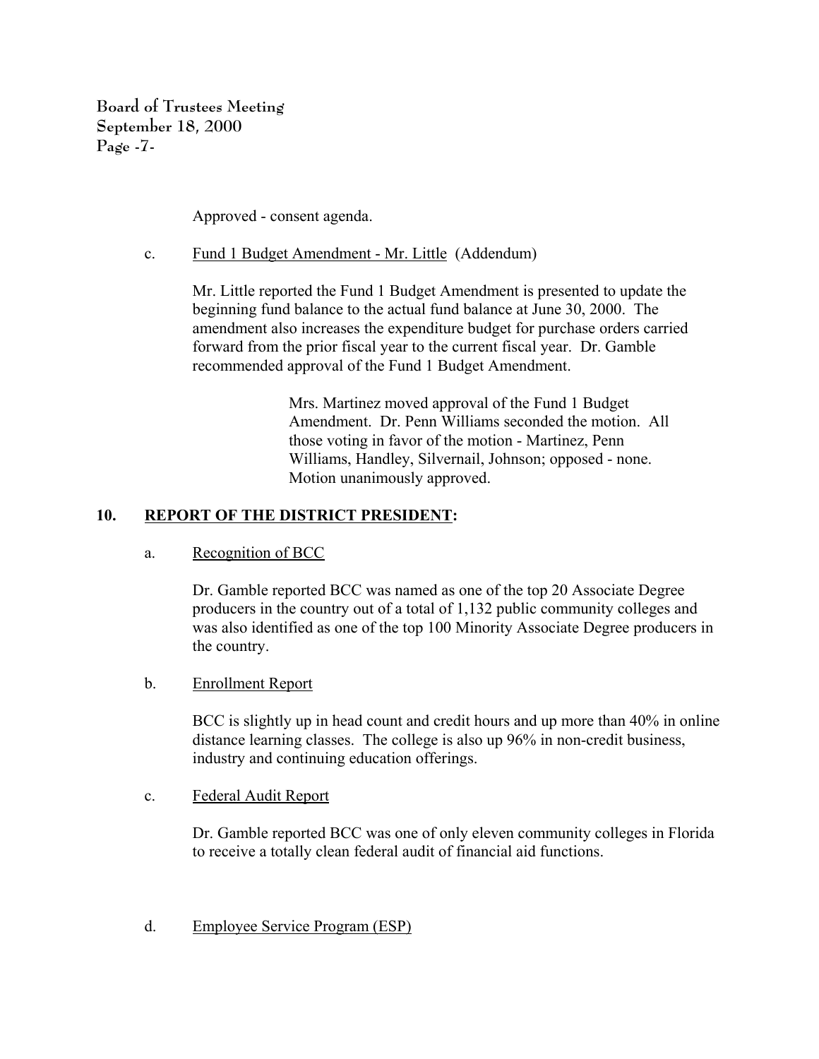Approved - consent agenda.

c. Fund 1 Budget Amendment - Mr. Little (Addendum)

Mr. Little reported the Fund 1 Budget Amendment is presented to update the beginning fund balance to the actual fund balance at June 30, 2000. The amendment also increases the expenditure budget for purchase orders carried forward from the prior fiscal year to the current fiscal year. Dr. Gamble recommended approval of the Fund 1 Budget Amendment.

> Mrs. Martinez moved approval of the Fund 1 Budget Amendment. Dr. Penn Williams seconded the motion. All those voting in favor of the motion - Martinez, Penn Williams, Handley, Silvernail, Johnson; opposed - none. Motion unanimously approved.

## 10. REPORT OF THE DISTRICT PRESIDENT:

a. Recognition of BCC

Dr. Gamble reported BCC was named as one of the top 20 Associate Degree producers in the country out of a total of 1,132 public community colleges and was also identified as one of the top 100 Minority Associate Degree producers in the country.

b. Enrollment Report

BCC is slightly up in head count and credit hours and up more than 40% in online distance learning classes. The college is also up 96% in non-credit business, industry and continuing education offerings.

c. Federal Audit Report

Dr. Gamble reported BCC was one of only eleven community colleges in Florida to receive a totally clean federal audit of financial aid functions.

d. Employee Service Program (ESP)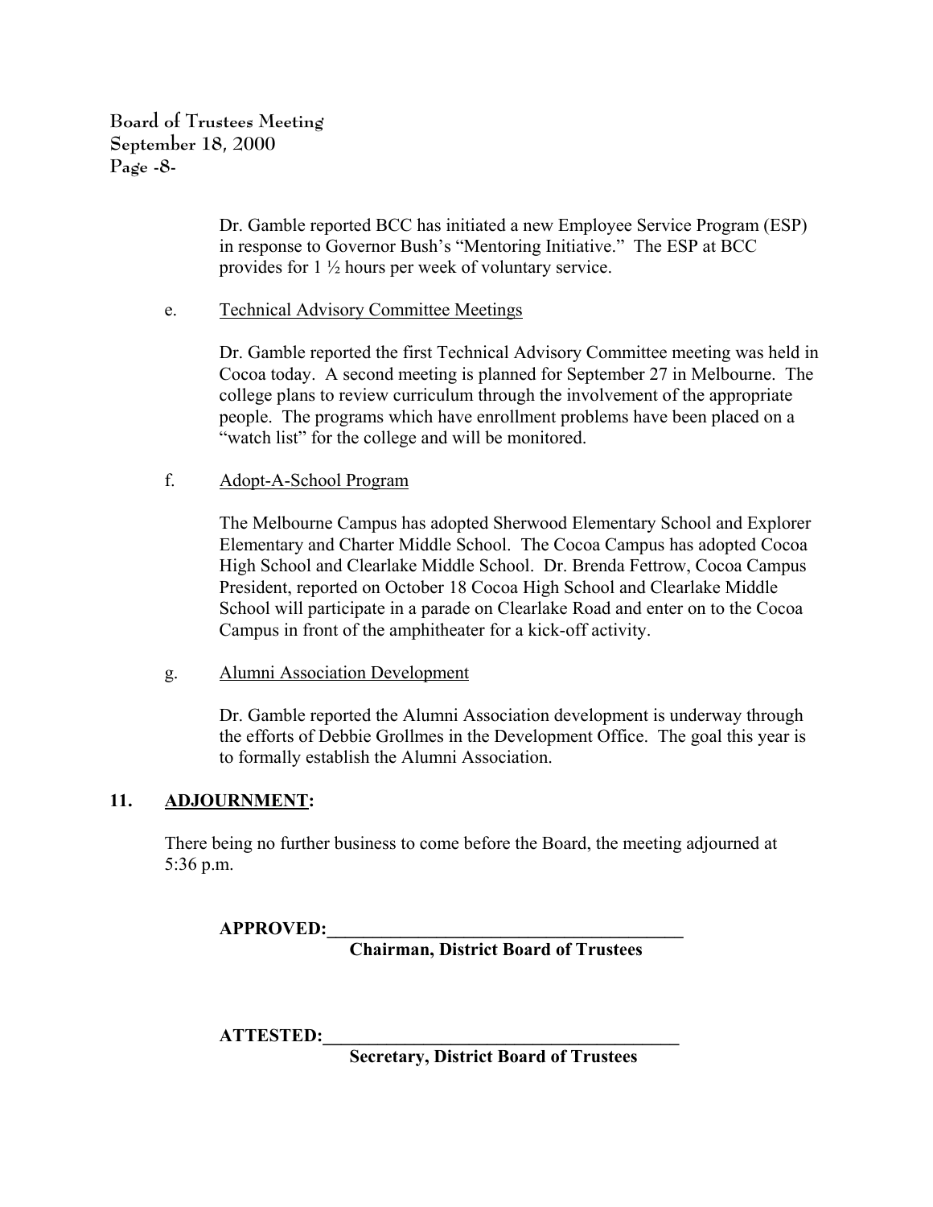Dr. Gamble reported BCC has initiated a new Employee Service Program (ESP) in response to Governor Bush's "Mentoring Initiative." The ESP at BCC provides for 1 ½ hours per week of voluntary service.

e. Technical Advisory Committee Meetings

Dr. Gamble reported the first Technical Advisory Committee meeting was held in Cocoa today. A second meeting is planned for September 27 in Melbourne. The college plans to review curriculum through the involvement of the appropriate people. The programs which have enrollment problems have been placed on a "watch list" for the college and will be monitored.

f. Adopt-A-School Program

The Melbourne Campus has adopted Sherwood Elementary School and Explorer Elementary and Charter Middle School. The Cocoa Campus has adopted Cocoa High School and Clearlake Middle School. Dr. Brenda Fettrow, Cocoa Campus President, reported on October 18 Cocoa High School and Clearlake Middle School will participate in a parade on Clearlake Road and enter on to the Cocoa Campus in front of the amphitheater for a kick-off activity.

g. Alumni Association Development

Dr. Gamble reported the Alumni Association development is underway through the efforts of Debbie Grollmes in the Development Office. The goal this year is to formally establish the Alumni Association.

## 11. ADJOURNMENT:

There being no further business to come before the Board, the meeting adjourned at 5:36 p.m.

**APPROVED:\_\_\_\_\_\_\_\_\_\_\_\_\_\_\_\_\_\_\_\_\_\_\_\_\_\_\_\_\_\_\_\_\_\_\_\_\_\_\_\_**
**Chairman, District Board of Trustees**

**ATTESTED:\_\_\_\_\_\_\_\_\_\_\_\_\_\_\_\_\_\_\_\_\_\_\_\_\_\_\_\_\_\_\_\_\_\_\_\_\_\_\_\_**
**Secretary, District Board of Trustees**